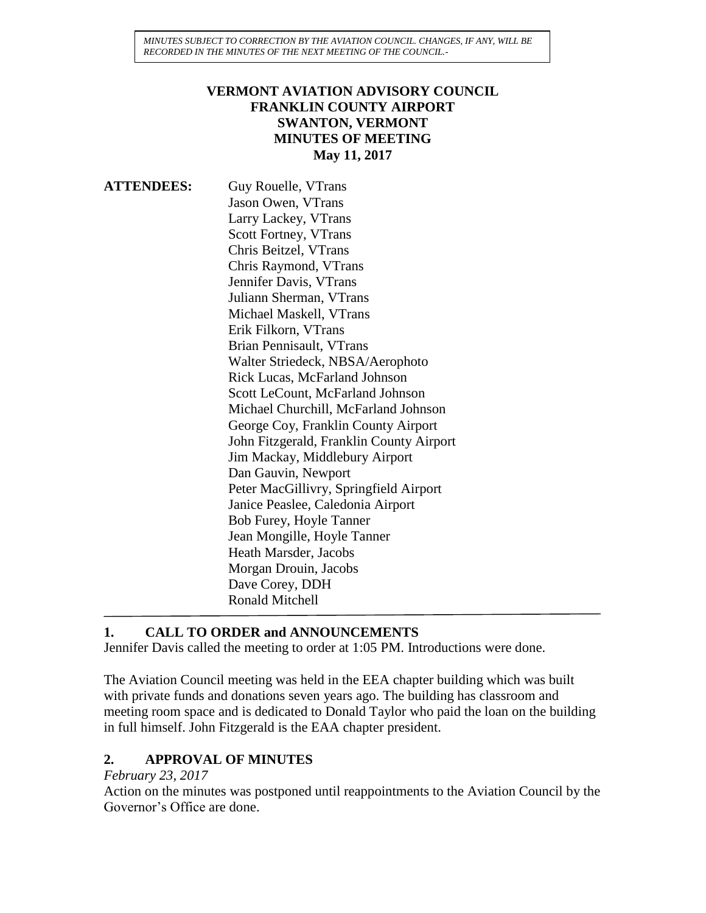*MINUTES SUBJECT TO CORRECTION BY THE AVIATION COUNCIL. CHANGES, IF ANY, WILL BE RECORDED IN THE MINUTES OF THE NEXT MEETING OF THE COUNCIL.-*

# VERMONT AVIATION ADVISORY COUNCIL
## FRANKLIN COUNTY AIRPORT
## SWANTON, VERMONT
## MINUTES OF MEETING
## May 11, 2017

**ATTENDEES:**

Guy Rouelle, VTrans
Jason Owen, VTrans
Larry Lackey, VTrans
Scott Fortney, VTrans
Chris Beitzel, VTrans
Chris Raymond, VTrans
Jennifer Davis, VTrans
Juliann Sherman, VTrans
Michael Maskell, VTrans
Erik Filkorn, VTrans
Brian Pennisault, VTrans
Walter Striedeck, NBSA/Aerophoto
Rick Lucas, McFarland Johnson
Scott LeCount, McFarland Johnson
Michael Churchill, McFarland Johnson
George Coy, Franklin County Airport
John Fitzgerald, Franklin County Airport
Jim Mackay, Middlebury Airport
Dan Gauvin, Newport
Peter MacGillivry, Springfield Airport
Janice Peaslee, Caledonia Airport
Bob Furey, Hoyle Tanner
Jean Mongille, Hoyle Tanner
Heath Marsder, Jacobs
Morgan Drouin, Jacobs
Dave Corey, DDH
Ronald Mitchell

---

## 1. CALL TO ORDER and ANNOUNCEMENTS

Jennifer Davis called the meeting to order at 1:05 PM. Introductions were done.

The Aviation Council meeting was held in the EEA chapter building which was built with private funds and donations seven years ago. The building has classroom and meeting room space and is dedicated to Donald Taylor who paid the loan on the building in full himself. John Fitzgerald is the EAA chapter president.

## 2. APPROVAL OF MINUTES

*February 23, 2017*

Action on the minutes was postponed until reappointments to the Aviation Council by the Governor's Office are done.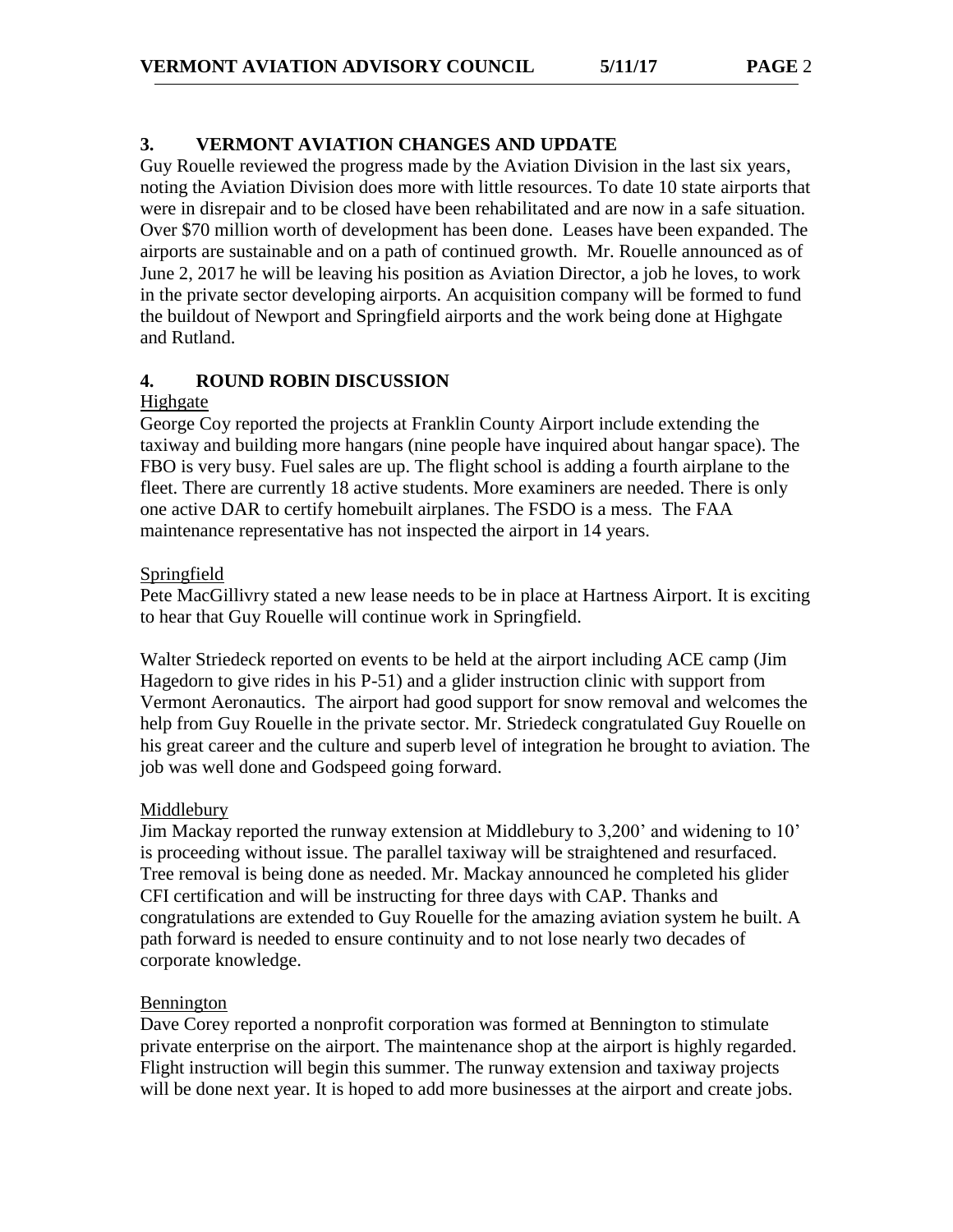## 3. VERMONT AVIATION CHANGES AND UPDATE

Guy Rouelle reviewed the progress made by the Aviation Division in the last six years, noting the Aviation Division does more with little resources. To date 10 state airports that were in disrepair and to be closed have been rehabilitated and are now in a safe situation. Over $70 million worth of development has been done. Leases have been expanded. The airports are sustainable and on a path of continued growth. Mr. Rouelle announced as of June 2, 2017 he will be leaving his position as Aviation Director, a job he loves, to work in the private sector developing airports. An acquisition company will be formed to fund the buildout of Newport and Springfield airports and the work being done at Highgate and Rutland.

## 4. ROUND ROBIN DISCUSSION

### Highgate

George Coy reported the projects at Franklin County Airport include extending the taxiway and building more hangars (nine people have inquired about hangar space). The FBO is very busy. Fuel sales are up. The flight school is adding a fourth airplane to the fleet. There are currently 18 active students. More examiners are needed. There is only one active DAR to certify homebuilt airplanes. The FSDO is a mess. The FAA maintenance representative has not inspected the airport in 14 years.

### Springfield

Pete MacGillivry stated a new lease needs to be in place at Hartness Airport. It is exciting to hear that Guy Rouelle will continue work in Springfield.

Walter Striedeck reported on events to be held at the airport including ACE camp (Jim Hagedorn to give rides in his P-51) and a glider instruction clinic with support from Vermont Aeronautics. The airport had good support for snow removal and welcomes the help from Guy Rouelle in the private sector. Mr. Striedeck congratulated Guy Rouelle on his great career and the culture and superb level of integration he brought to aviation. The job was well done and Godspeed going forward.

### Middlebury

Jim Mackay reported the runway extension at Middlebury to 3,200' and widening to 10' is proceeding without issue. The parallel taxiway will be straightened and resurfaced. Tree removal is being done as needed. Mr. Mackay announced he completed his glider CFI certification and will be instructing for three days with CAP. Thanks and congratulations are extended to Guy Rouelle for the amazing aviation system he built. A path forward is needed to ensure continuity and to not lose nearly two decades of corporate knowledge.

### Bennington

Dave Corey reported a nonprofit corporation was formed at Bennington to stimulate private enterprise on the airport. The maintenance shop at the airport is highly regarded. Flight instruction will begin this summer. The runway extension and taxiway projects will be done next year. It is hoped to add more businesses at the airport and create jobs.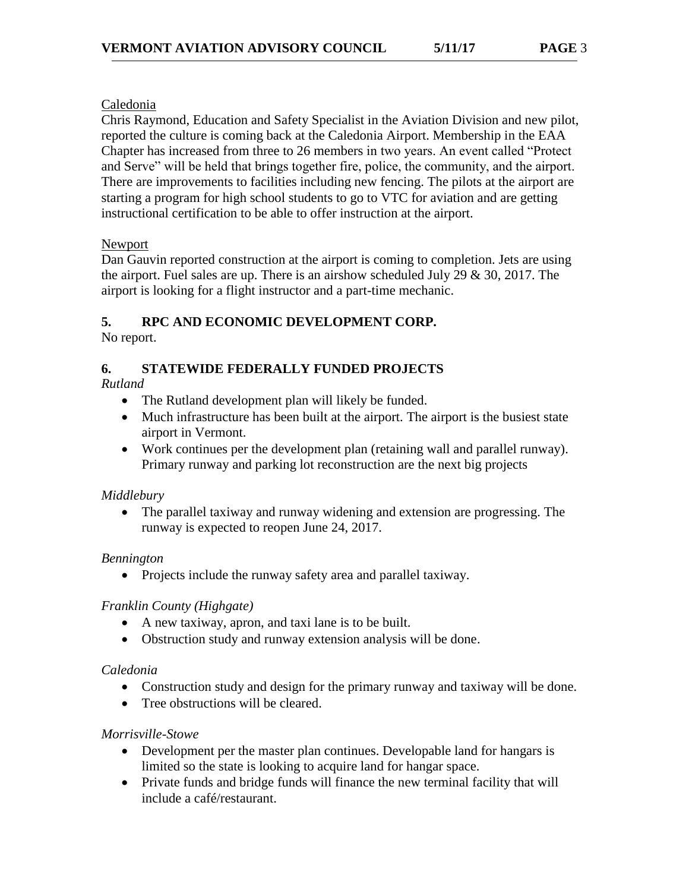Caledonia

Chris Raymond, Education and Safety Specialist in the Aviation Division and new pilot, reported the culture is coming back at the Caledonia Airport. Membership in the EAA Chapter has increased from three to 26 members in two years. An event called "Protect and Serve" will be held that brings together fire, police, the community, and the airport. There are improvements to facilities including new fencing. The pilots at the airport are starting a program for high school students to go to VTC for aviation and are getting instructional certification to be able to offer instruction at the airport.

Newport

Dan Gauvin reported construction at the airport is coming to completion. Jets are using the airport. Fuel sales are up. There is an airshow scheduled July 29 & 30, 2017. The airport is looking for a flight instructor and a part-time mechanic.

## 5. RPC AND ECONOMIC DEVELOPMENT CORP.

No report.

## 6. STATEWIDE FEDERALLY FUNDED PROJECTS

*Rutland*

- The Rutland development plan will likely be funded.
- Much infrastructure has been built at the airport. The airport is the busiest state airport in Vermont.
- Work continues per the development plan (retaining wall and parallel runway). Primary runway and parking lot reconstruction are the next big projects

*Middlebury*

- The parallel taxiway and runway widening and extension are progressing. The runway is expected to reopen June 24, 2017.

*Bennington*

- Projects include the runway safety area and parallel taxiway.

*Franklin County (Highgate)*

- A new taxiway, apron, and taxi lane is to be built.
- Obstruction study and runway extension analysis will be done.

*Caledonia*

- Construction study and design for the primary runway and taxiway will be done.
- Tree obstructions will be cleared.

*Morrisville-Stowe*

- Development per the master plan continues. Developable land for hangars is limited so the state is looking to acquire land for hangar space.
- Private funds and bridge funds will finance the new terminal facility that will include a café/restaurant.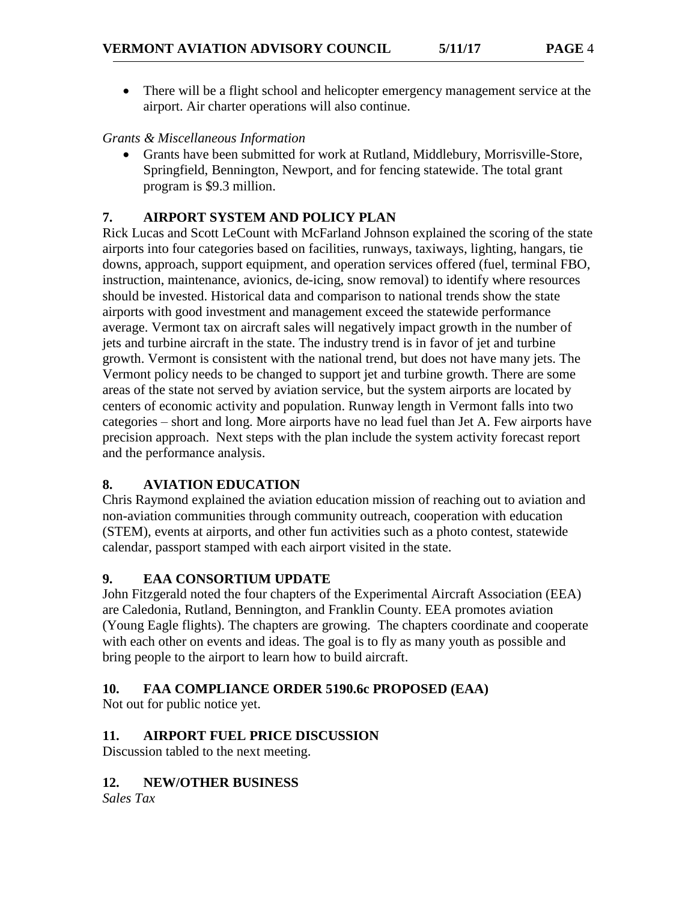- There will be a flight school and helicopter emergency management service at the airport. Air charter operations will also continue.

*Grants & Miscellaneous Information*

- Grants have been submitted for work at Rutland, Middlebury, Morrisville-Store, Springfield, Bennington, Newport, and for fencing statewide. The total grant program is $9.3 million.

## 7. AIRPORT SYSTEM AND POLICY PLAN

Rick Lucas and Scott LeCount with McFarland Johnson explained the scoring of the state airports into four categories based on facilities, runways, taxiways, lighting, hangars, tie downs, approach, support equipment, and operation services offered (fuel, terminal FBO, instruction, maintenance, avionics, de-icing, snow removal) to identify where resources should be invested. Historical data and comparison to national trends show the state airports with good investment and management exceed the statewide performance average. Vermont tax on aircraft sales will negatively impact growth in the number of jets and turbine aircraft in the state. The industry trend is in favor of jet and turbine growth. Vermont is consistent with the national trend, but does not have many jets. The Vermont policy needs to be changed to support jet and turbine growth. There are some areas of the state not served by aviation service, but the system airports are located by centers of economic activity and population. Runway length in Vermont falls into two categories – short and long. More airports have no lead fuel than Jet A. Few airports have precision approach. Next steps with the plan include the system activity forecast report and the performance analysis.

## 8. AVIATION EDUCATION

Chris Raymond explained the aviation education mission of reaching out to aviation and non-aviation communities through community outreach, cooperation with education (STEM), events at airports, and other fun activities such as a photo contest, statewide calendar, passport stamped with each airport visited in the state.

## 9. EAA CONSORTIUM UPDATE

John Fitzgerald noted the four chapters of the Experimental Aircraft Association (EEA) are Caledonia, Rutland, Bennington, and Franklin County. EEA promotes aviation (Young Eagle flights). The chapters are growing. The chapters coordinate and cooperate with each other on events and ideas. The goal is to fly as many youth as possible and bring people to the airport to learn how to build aircraft.

## 10. FAA COMPLIANCE ORDER 5190.6c PROPOSED (EAA)

Not out for public notice yet.

## 11. AIRPORT FUEL PRICE DISCUSSION

Discussion tabled to the next meeting.

## 12. NEW/OTHER BUSINESS

*Sales Tax*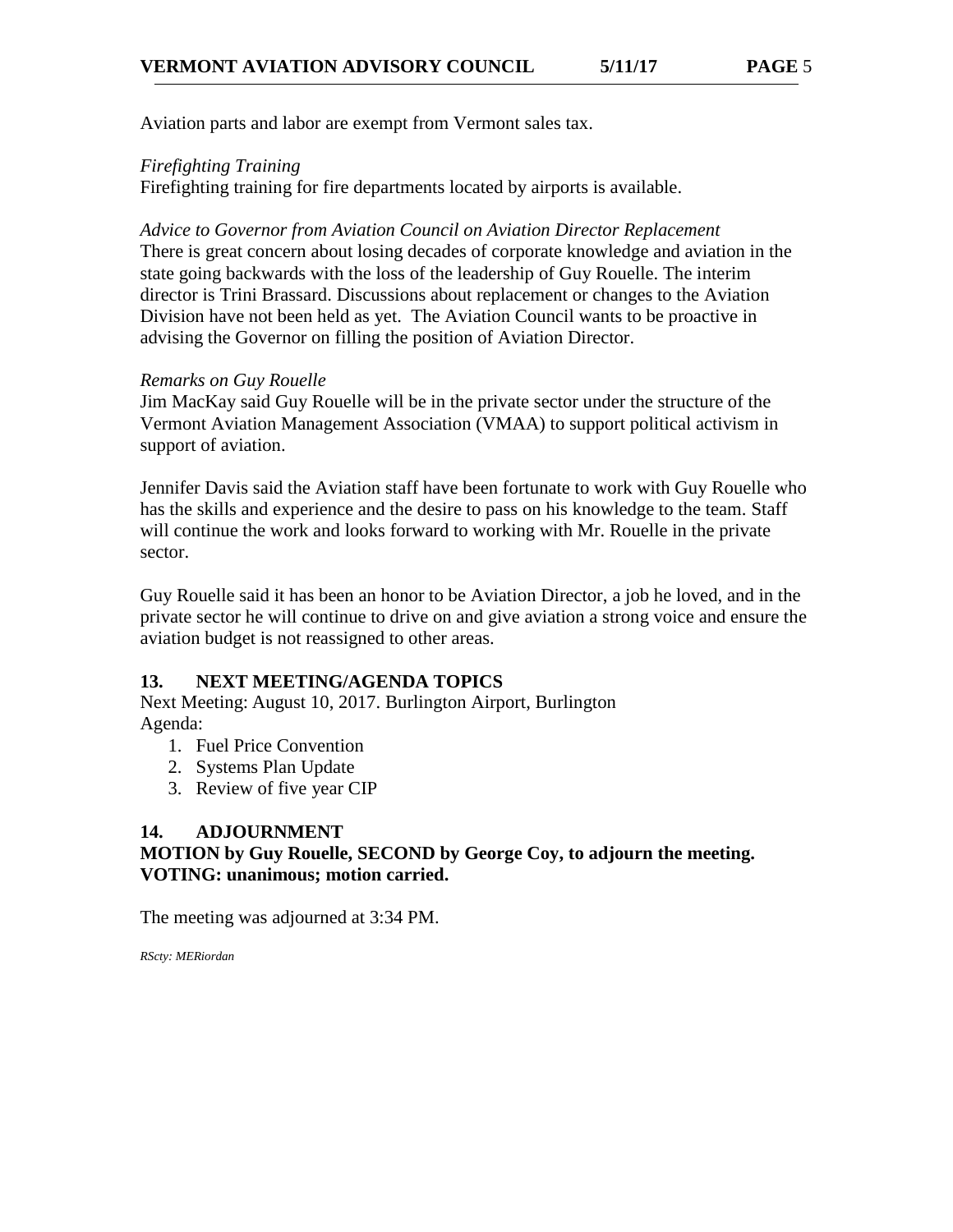Aviation parts and labor are exempt from Vermont sales tax.

*Firefighting Training*

Firefighting training for fire departments located by airports is available.

*Advice to Governor from Aviation Council on Aviation Director Replacement*

There is great concern about losing decades of corporate knowledge and aviation in the state going backwards with the loss of the leadership of Guy Rouelle. The interim director is Trini Brassard. Discussions about replacement or changes to the Aviation Division have not been held as yet. The Aviation Council wants to be proactive in advising the Governor on filling the position of Aviation Director.

*Remarks on Guy Rouelle*

Jim MacKay said Guy Rouelle will be in the private sector under the structure of the Vermont Aviation Management Association (VMAA) to support political activism in support of aviation.

Jennifer Davis said the Aviation staff have been fortunate to work with Guy Rouelle who has the skills and experience and the desire to pass on his knowledge to the team. Staff will continue the work and looks forward to working with Mr. Rouelle in the private sector.

Guy Rouelle said it has been an honor to be Aviation Director, a job he loved, and in the private sector he will continue to drive on and give aviation a strong voice and ensure the aviation budget is not reassigned to other areas.

## 13. NEXT MEETING/AGENDA TOPICS

Next Meeting: August 10, 2017. Burlington Airport, Burlington

Agenda:

1. Fuel Price Convention
2. Systems Plan Update
3. Review of five year CIP

## 14. ADJOURNMENT

**MOTION by Guy Rouelle, SECOND by George Coy, to adjourn the meeting. VOTING: unanimous; motion carried.**

The meeting was adjourned at 3:34 PM.

*RScty: MERiordan*